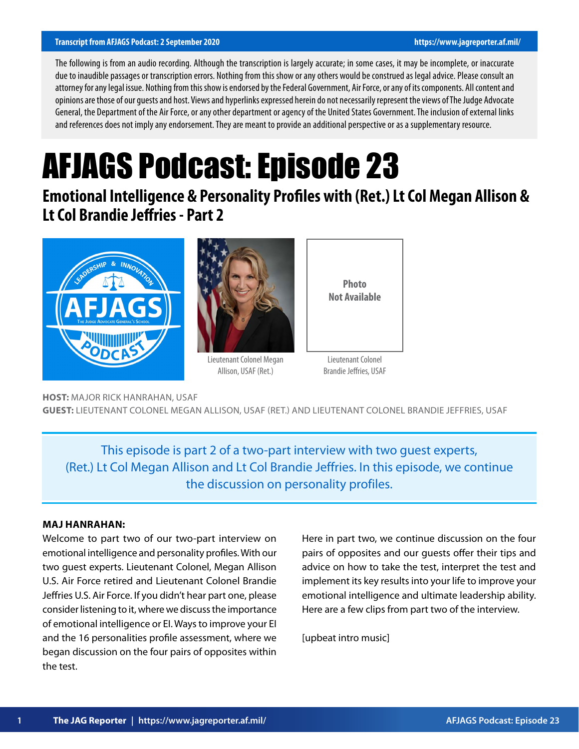Transcript from AFJAGS Podcast: 2 September 2020 https://www.jagreporter.af.mil/

The following is from an audio recording. Although the transcription is largely accurate; in some cases, it may be incomplete, or inaccurate due to inaudible passages or transcription errors. Nothing from this show or any others would be construed as legal advice. Please consult an attorney for any legal issue. Nothing from this show is endorsed by the Federal Government, Air Force, or any of its components. All content and opinions are those of our guests and host. Views and hyperlinks expressed herein do not necessarily represent the views of The Judge Advocate General, the Department of the Air Force, or any other department or agency of the United States Government. The inclusion of external links and references does not imply any endorsement. They are meant to provide an additional perspective or as a supplementary resource.

# AFJAGS Podcast: Episode 23

## Emotional Intelligence & Personality Profiles with (Ret.) Lt Col Megan Allison & Lt Col Brandie Jeffries - Part 2

Lieutenant Colonel Megan Allison, USAF (Ret.)

Photo Not Available

Lieutenant Colonel Brandie Jeffries, USAF

**HOST:** MAJOR RICK HANRAHAN, USAF
**GUEST:** LIEUTENANT COLONEL MEGAN ALLISON, USAF (RET.) AND LIEUTENANT COLONEL BRANDIE JEFFRIES, USAF

This episode is part 2 of a two-part interview with two guest experts, (Ret.) Lt Col Megan Allison and Lt Col Brandie Jeffries. In this episode, we continue the discussion on personality profiles.

**MAJ HANRAHAN:**

Welcome to part two of our two-part interview on emotional intelligence and personality profiles. With our two guest experts. Lieutenant Colonel, Megan Allison U.S. Air Force retired and Lieutenant Colonel Brandie Jeffries U.S. Air Force. If you didn't hear part one, please consider listening to it, where we discuss the importance of emotional intelligence or EI. Ways to improve your EI and the 16 personalities profile assessment, where we began discussion on the four pairs of opposites within the test.

Here in part two, we continue discussion on the four pairs of opposites and our guests offer their tips and advice on how to take the test, interpret the test and implement its key results into your life to improve your emotional intelligence and ultimate leadership ability. Here are a few clips from part two of the interview.

[upbeat intro music]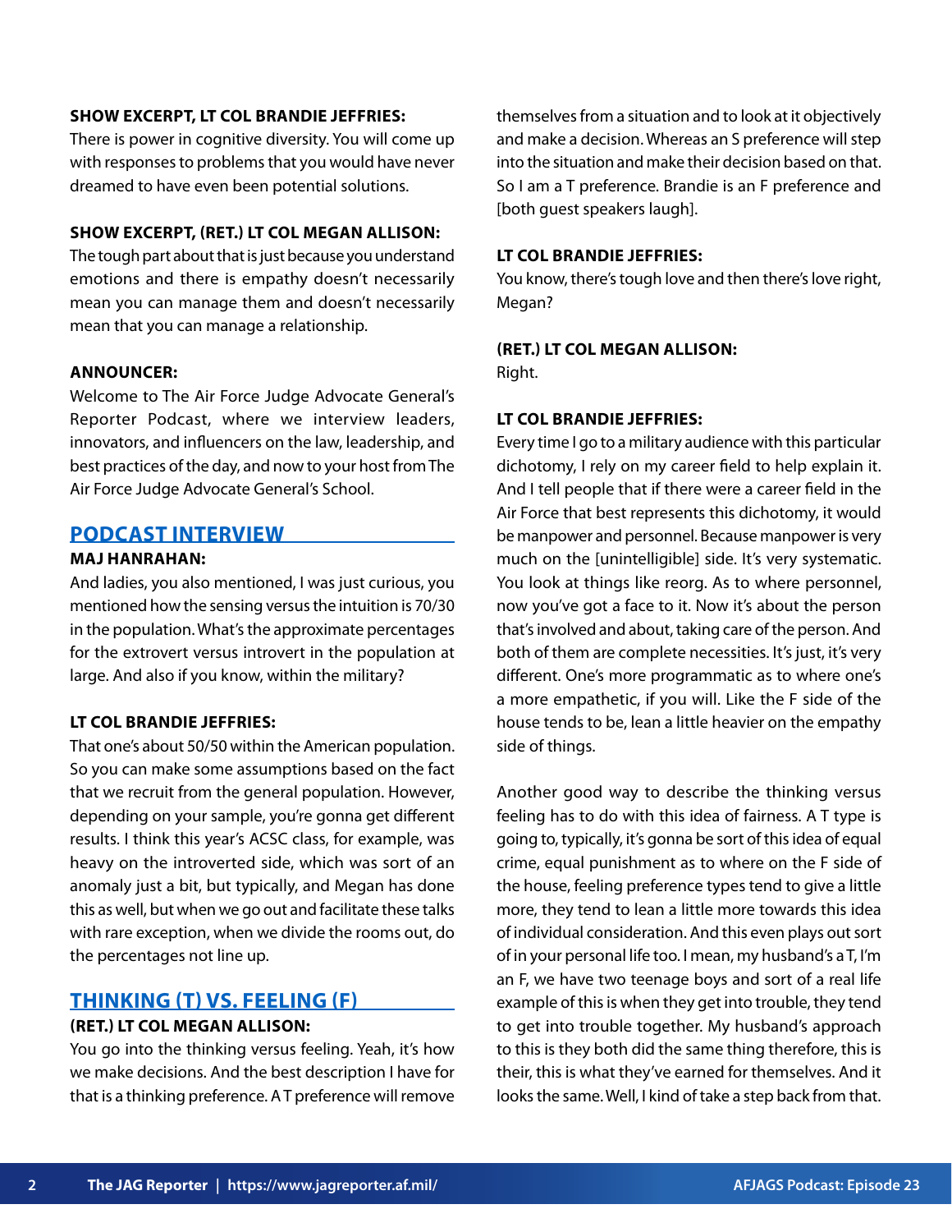**SHOW EXCERPT, LT COL BRANDIE JEFFRIES:**

There is power in cognitive diversity. You will come up with responses to problems that you would have never dreamed to have even been potential solutions.

**SHOW EXCERPT, (RET.) LT COL MEGAN ALLISON:**

The tough part about that is just because you understand emotions and there is empathy doesn't necessarily mean you can manage them and doesn't necessarily mean that you can manage a relationship.

**ANNOUNCER:**

Welcome to The Air Force Judge Advocate General's Reporter Podcast, where we interview leaders, innovators, and influencers on the law, leadership, and best practices of the day, and now to your host from The Air Force Judge Advocate General's School.

## PODCAST INTERVIEW

**MAJ HANRAHAN:**

And ladies, you also mentioned, I was just curious, you mentioned how the sensing versus the intuition is 70/30 in the population. What's the approximate percentages for the extrovert versus introvert in the population at large. And also if you know, within the military?

**LT COL BRANDIE JEFFRIES:**

That one's about 50/50 within the American population. So you can make some assumptions based on the fact that we recruit from the general population. However, depending on your sample, you're gonna get different results. I think this year's ACSC class, for example, was heavy on the introverted side, which was sort of an anomaly just a bit, but typically, and Megan has done this as well, but when we go out and facilitate these talks with rare exception, when we divide the rooms out, do the percentages not line up.

## THINKING (T) VS. FEELING (F)

**(RET.) LT COL MEGAN ALLISON:**

You go into the thinking versus feeling. Yeah, it's how we make decisions. And the best description I have for that is a thinking preference. A T preference will remove themselves from a situation and to look at it objectively and make a decision. Whereas an S preference will step into the situation and make their decision based on that. So I am a T preference. Brandie is an F preference and [both guest speakers laugh].

**LT COL BRANDIE JEFFRIES:**

You know, there's tough love and then there's love right, Megan?

**(RET.) LT COL MEGAN ALLISON:**

Right.

**LT COL BRANDIE JEFFRIES:**

Every time I go to a military audience with this particular dichotomy, I rely on my career field to help explain it. And I tell people that if there were a career field in the Air Force that best represents this dichotomy, it would be manpower and personnel. Because manpower is very much on the [unintelligible] side. It's very systematic. You look at things like reorg. As to where personnel, now you've got a face to it. Now it's about the person that's involved and about, taking care of the person. And both of them are complete necessities. It's just, it's very different. One's more programmatic as to where one's a more empathetic, if you will. Like the F side of the house tends to be, lean a little heavier on the empathy side of things.

Another good way to describe the thinking versus feeling has to do with this idea of fairness. A T type is going to, typically, it's gonna be sort of this idea of equal crime, equal punishment as to where on the F side of the house, feeling preference types tend to give a little more, they tend to lean a little more towards this idea of individual consideration. And this even plays out sort of in your personal life too. I mean, my husband's a T, I'm an F, we have two teenage boys and sort of a real life example of this is when they get into trouble, they tend to get into trouble together. My husband's approach to this is they both did the same thing therefore, this is their, this is what they've earned for themselves. And it looks the same. Well, I kind of take a step back from that.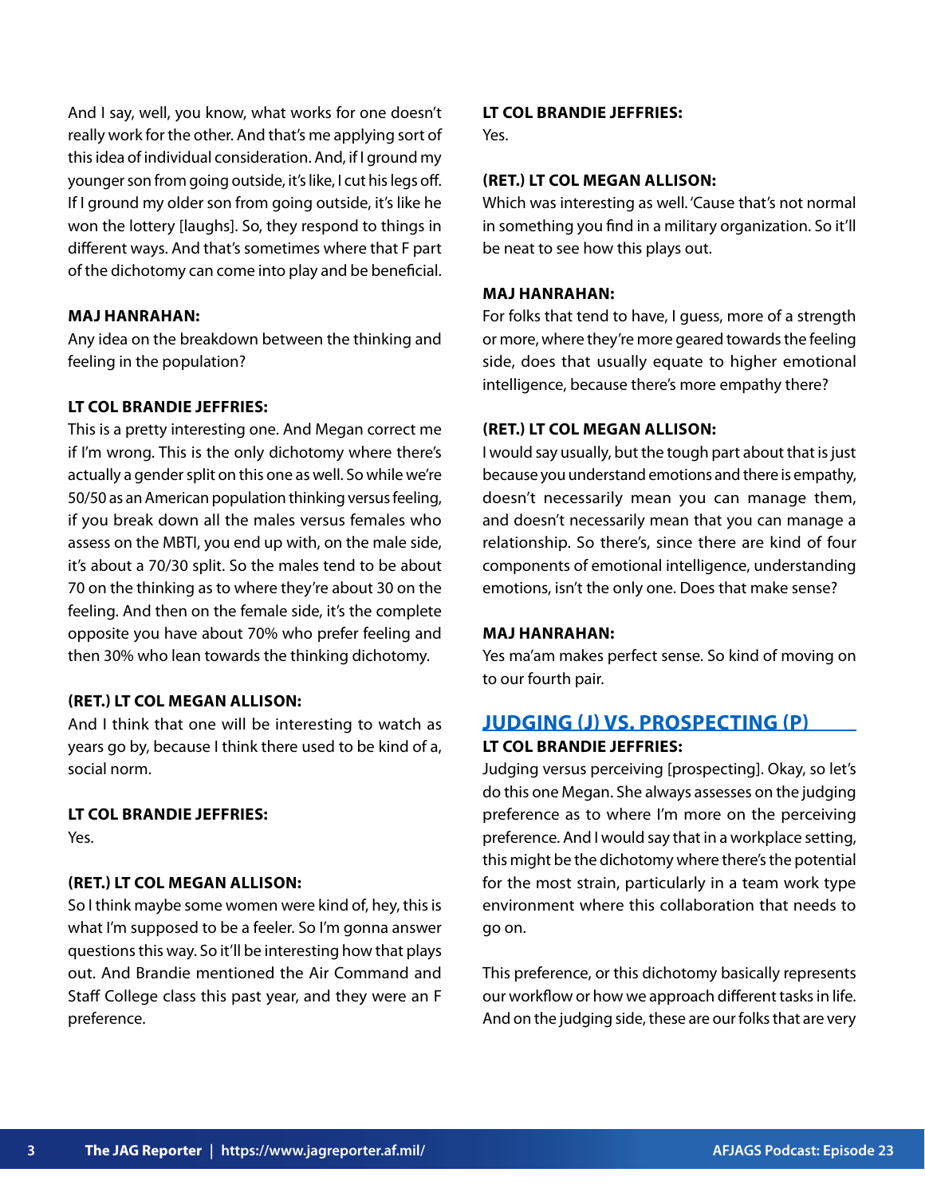And I say, well, you know, what works for one doesn't really work for the other. And that's me applying sort of this idea of individual consideration. And, if I ground my younger son from going outside, it's like, I cut his legs off. If I ground my older son from going outside, it's like he won the lottery [laughs]. So, they respond to things in different ways. And that's sometimes where that F part of the dichotomy can come into play and be beneficial.

**MAJ HANRAHAN:**
Any idea on the breakdown between the thinking and feeling in the population?

**LT COL BRANDIE JEFFRIES:**
This is a pretty interesting one. And Megan correct me if I'm wrong. This is the only dichotomy where there's actually a gender split on this one as well. So while we're 50/50 as an American population thinking versus feeling, if you break down all the males versus females who assess on the MBTI, you end up with, on the male side, it's about a 70/30 split. So the males tend to be about 70 on the thinking as to where they're about 30 on the feeling. And then on the female side, it's the complete opposite you have about 70% who prefer feeling and then 30% who lean towards the thinking dichotomy.

**(RET.) LT COL MEGAN ALLISON:**
And I think that one will be interesting to watch as years go by, because I think there used to be kind of a, social norm.

**LT COL BRANDIE JEFFRIES:**
Yes.

**(RET.) LT COL MEGAN ALLISON:**
So I think maybe some women were kind of, hey, this is what I'm supposed to be a feeler. So I'm gonna answer questions this way. So it'll be interesting how that plays out. And Brandie mentioned the Air Command and Staff College class this past year, and they were an F preference.

**LT COL BRANDIE JEFFRIES:**
Yes.

**(RET.) LT COL MEGAN ALLISON:**
Which was interesting as well. 'Cause that's not normal in something you find in a military organization. So it'll be neat to see how this plays out.

**MAJ HANRAHAN:**
For folks that tend to have, I guess, more of a strength or more, where they're more geared towards the feeling side, does that usually equate to higher emotional intelligence, because there's more empathy there?

**(RET.) LT COL MEGAN ALLISON:**
I would say usually, but the tough part about that is just because you understand emotions and there is empathy, doesn't necessarily mean you can manage them, and doesn't necessarily mean that you can manage a relationship. So there's, since there are kind of four components of emotional intelligence, understanding emotions, isn't the only one. Does that make sense?

**MAJ HANRAHAN:**
Yes ma'am makes perfect sense. So kind of moving on to our fourth pair.

## JUDGING (J) VS. PROSPECTING (P)

**LT COL BRANDIE JEFFRIES:**
Judging versus perceiving [prospecting]. Okay, so let's do this one Megan. She always assesses on the judging preference as to where I'm more on the perceiving preference. And I would say that in a workplace setting, this might be the dichotomy where there's the potential for the most strain, particularly in a team work type environment where this collaboration that needs to go on.

This preference, or this dichotomy basically represents our workflow or how we approach different tasks in life. And on the judging side, these are our folks that are very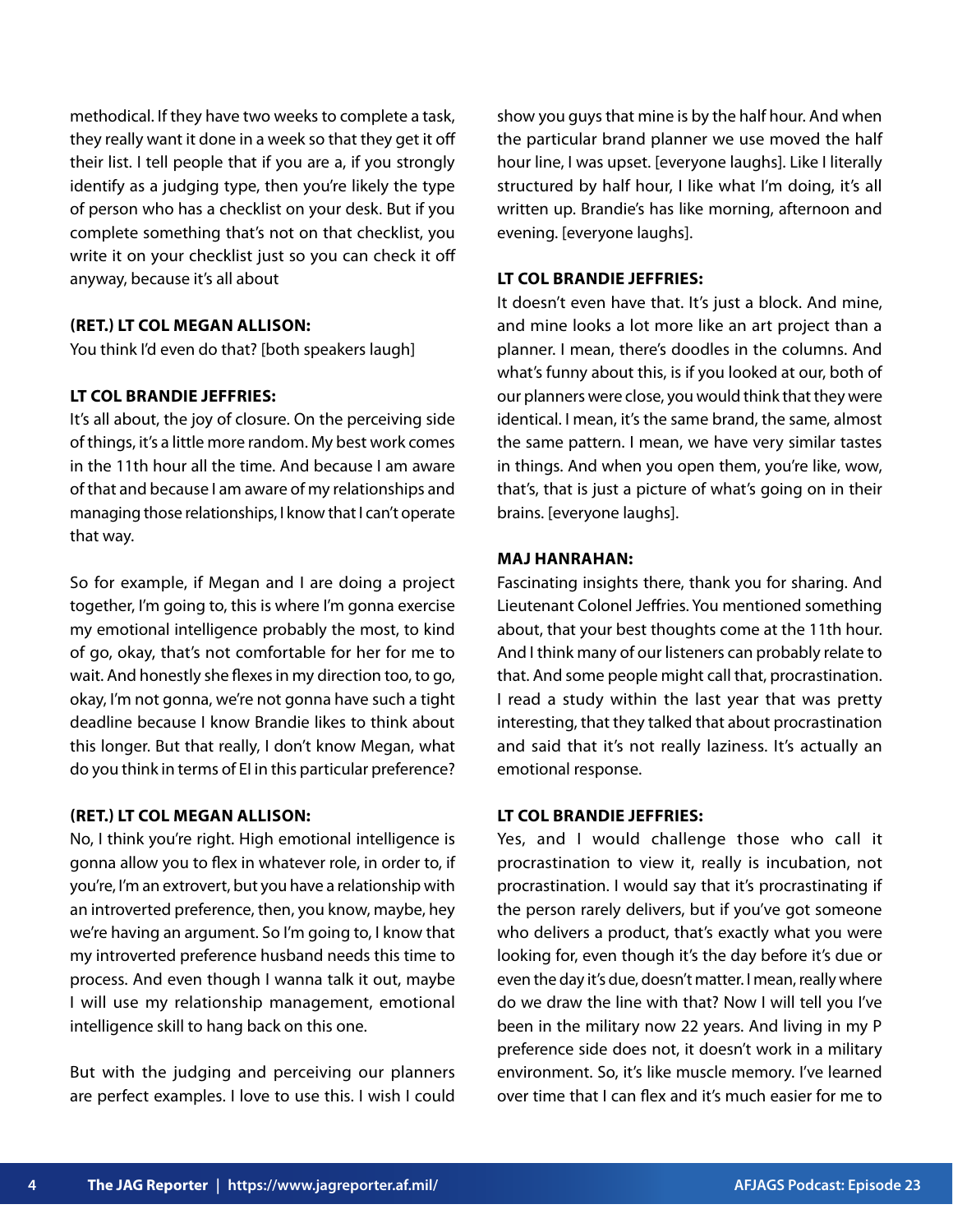methodical. If they have two weeks to complete a task, they really want it done in a week so that they get it off their list. I tell people that if you are a, if you strongly identify as a judging type, then you're likely the type of person who has a checklist on your desk. But if you complete something that's not on that checklist, you write it on your checklist just so you can check it off anyway, because it's all about

**(RET.) LT COL MEGAN ALLISON:**
You think I'd even do that? [both speakers laugh]

**LT COL BRANDIE JEFFRIES:**
It's all about, the joy of closure. On the perceiving side of things, it's a little more random. My best work comes in the 11th hour all the time. And because I am aware of that and because I am aware of my relationships and managing those relationships, I know that I can't operate that way.

So for example, if Megan and I are doing a project together, I'm going to, this is where I'm gonna exercise my emotional intelligence probably the most, to kind of go, okay, that's not comfortable for her for me to wait. And honestly she flexes in my direction too, to go, okay, I'm not gonna, we're not gonna have such a tight deadline because I know Brandie likes to think about this longer. But that really, I don't know Megan, what do you think in terms of EI in this particular preference?

**(RET.) LT COL MEGAN ALLISON:**
No, I think you're right. High emotional intelligence is gonna allow you to flex in whatever role, in order to, if you're, I'm an extrovert, but you have a relationship with an introverted preference, then, you know, maybe, hey we're having an argument. So I'm going to, I know that my introverted preference husband needs this time to process. And even though I wanna talk it out, maybe I will use my relationship management, emotional intelligence skill to hang back on this one.

But with the judging and perceiving our planners are perfect examples. I love to use this. I wish I could show you guys that mine is by the half hour. And when the particular brand planner we use moved the half hour line, I was upset. [everyone laughs]. Like I literally structured by half hour, I like what I'm doing, it's all written up. Brandie's has like morning, afternoon and evening. [everyone laughs].

**LT COL BRANDIE JEFFRIES:**
It doesn't even have that. It's just a block. And mine, and mine looks a lot more like an art project than a planner. I mean, there's doodles in the columns. And what's funny about this, is if you looked at our, both of our planners were close, you would think that they were identical. I mean, it's the same brand, the same, almost the same pattern. I mean, we have very similar tastes in things. And when you open them, you're like, wow, that's, that is just a picture of what's going on in their brains. [everyone laughs].

**MAJ HANRAHAN:**
Fascinating insights there, thank you for sharing. And Lieutenant Colonel Jeffries. You mentioned something about, that your best thoughts come at the 11th hour. And I think many of our listeners can probably relate to that. And some people might call that, procrastination. I read a study within the last year that was pretty interesting, that they talked that about procrastination and said that it's not really laziness. It's actually an emotional response.

**LT COL BRANDIE JEFFRIES:**
Yes, and I would challenge those who call it procrastination to view it, really is incubation, not procrastination. I would say that it's procrastinating if the person rarely delivers, but if you've got someone who delivers a product, that's exactly what you were looking for, even though it's the day before it's due or even the day it's due, doesn't matter. I mean, really where do we draw the line with that? Now I will tell you I've been in the military now 22 years. And living in my P preference side does not, it doesn't work in a military environment. So, it's like muscle memory. I've learned over time that I can flex and it's much easier for me to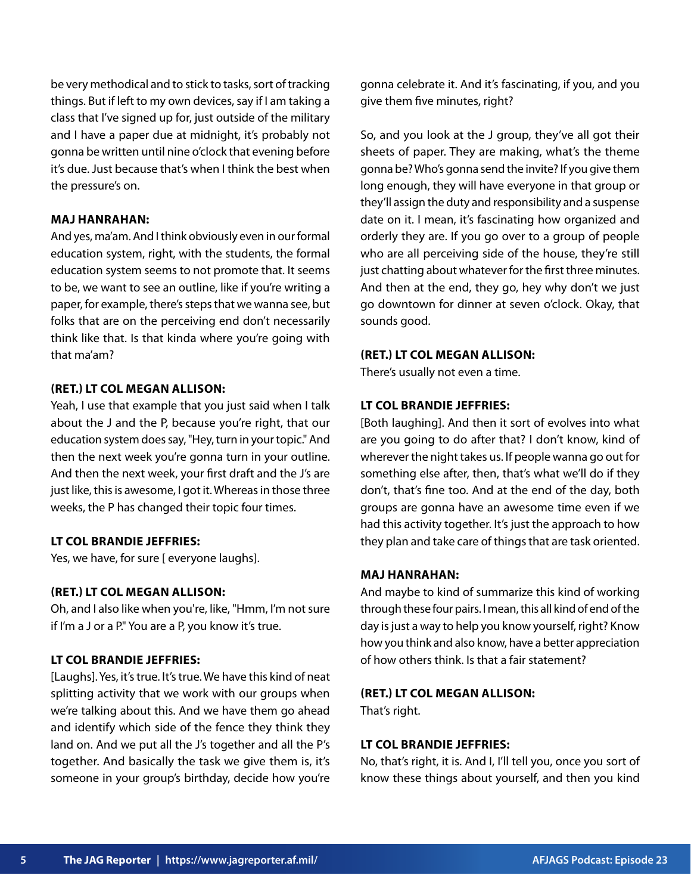be very methodical and to stick to tasks, sort of tracking things. But if left to my own devices, say if I am taking a class that I've signed up for, just outside of the military and I have a paper due at midnight, it's probably not gonna be written until nine o'clock that evening before it's due. Just because that's when I think the best when the pressure's on.

**MAJ HANRAHAN:**

And yes, ma'am. And I think obviously even in our formal education system, right, with the students, the formal education system seems to not promote that. It seems to be, we want to see an outline, like if you're writing a paper, for example, there's steps that we wanna see, but folks that are on the perceiving end don't necessarily think like that. Is that kinda where you're going with that ma'am?

**(RET.) LT COL MEGAN ALLISON:**

Yeah, I use that example that you just said when I talk about the J and the P, because you're right, that our education system does say, "Hey, turn in your topic." And then the next week you're gonna turn in your outline. And then the next week, your first draft and the J's are just like, this is awesome, I got it. Whereas in those three weeks, the P has changed their topic four times.

**LT COL BRANDIE JEFFRIES:**

Yes, we have, for sure [ everyone laughs].

**(RET.) LT COL MEGAN ALLISON:**

Oh, and I also like when you're, like, "Hmm, I'm not sure if I'm a J or a P." You are a P, you know it's true.

**LT COL BRANDIE JEFFRIES:**

[Laughs]. Yes, it's true. It's true. We have this kind of neat splitting activity that we work with our groups when we're talking about this. And we have them go ahead and identify which side of the fence they think they land on. And we put all the J's together and all the P's together. And basically the task we give them is, it's someone in your group's birthday, decide how you're gonna celebrate it. And it's fascinating, if you, and you give them five minutes, right?

So, and you look at the J group, they've all got their sheets of paper. They are making, what's the theme gonna be? Who's gonna send the invite? If you give them long enough, they will have everyone in that group or they'll assign the duty and responsibility and a suspense date on it. I mean, it's fascinating how organized and orderly they are. If you go over to a group of people who are all perceiving side of the house, they're still just chatting about whatever for the first three minutes. And then at the end, they go, hey why don't we just go downtown for dinner at seven o'clock. Okay, that sounds good.

**(RET.) LT COL MEGAN ALLISON:**

There's usually not even a time.

**LT COL BRANDIE JEFFRIES:**

[Both laughing]. And then it sort of evolves into what are you going to do after that? I don't know, kind of wherever the night takes us. If people wanna go out for something else after, then, that's what we'll do if they don't, that's fine too. And at the end of the day, both groups are gonna have an awesome time even if we had this activity together. It's just the approach to how they plan and take care of things that are task oriented.

**MAJ HANRAHAN:**

And maybe to kind of summarize this kind of working through these four pairs. I mean, this all kind of end of the day is just a way to help you know yourself, right? Know how you think and also know, have a better appreciation of how others think. Is that a fair statement?

**(RET.) LT COL MEGAN ALLISON:**

That's right.

**LT COL BRANDIE JEFFRIES:**

No, that's right, it is. And I, I'll tell you, once you sort of know these things about yourself, and then you kind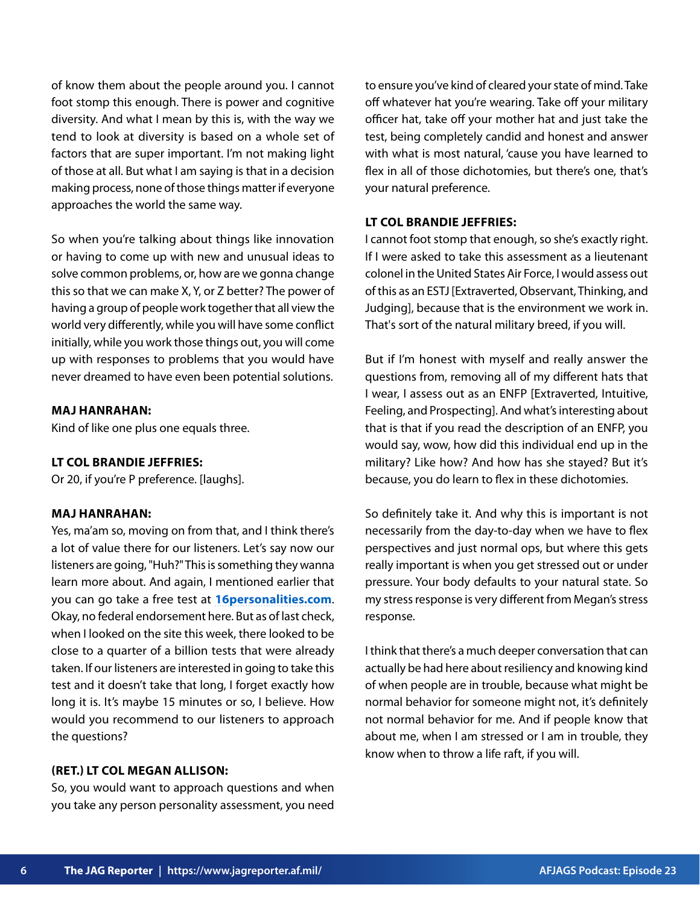of know them about the people around you. I cannot foot stomp this enough. There is power and cognitive diversity. And what I mean by this is, with the way we tend to look at diversity is based on a whole set of factors that are super important. I'm not making light of those at all. But what I am saying is that in a decision making process, none of those things matter if everyone approaches the world the same way.

So when you're talking about things like innovation or having to come up with new and unusual ideas to solve common problems, or, how are we gonna change this so that we can make X, Y, or Z better? The power of having a group of people work together that all view the world very differently, while you will have some conflict initially, while you work those things out, you will come up with responses to problems that you would have never dreamed to have even been potential solutions.

**MAJ HANRAHAN:**
Kind of like one plus one equals three.

**LT COL BRANDIE JEFFRIES:**
Or 20, if you're P preference. [laughs].

**MAJ HANRAHAN:**
Yes, ma'am so, moving on from that, and I think there's a lot of value there for our listeners. Let's say now our listeners are going, "Huh?" This is something they wanna learn more about. And again, I mentioned earlier that you can go take a free test at **16personalities.com**. Okay, no federal endorsement here. But as of last check, when I looked on the site this week, there looked to be close to a quarter of a billion tests that were already taken. If our listeners are interested in going to take this test and it doesn't take that long, I forget exactly how long it is. It's maybe 15 minutes or so, I believe. How would you recommend to our listeners to approach the questions?

**(RET.) LT COL MEGAN ALLISON:**
So, you would want to approach questions and when you take any person personality assessment, you need to ensure you've kind of cleared your state of mind. Take off whatever hat you're wearing. Take off your military officer hat, take off your mother hat and just take the test, being completely candid and honest and answer with what is most natural, 'cause you have learned to flex in all of those dichotomies, but there's one, that's your natural preference.

**LT COL BRANDIE JEFFRIES:**
I cannot foot stomp that enough, so she's exactly right. If I were asked to take this assessment as a lieutenant colonel in the United States Air Force, I would assess out of this as an ESTJ [Extraverted, Observant, Thinking, and Judging], because that is the environment we work in. That's sort of the natural military breed, if you will.

But if I'm honest with myself and really answer the questions from, removing all of my different hats that I wear, I assess out as an ENFP [Extraverted, Intuitive, Feeling, and Prospecting]. And what's interesting about that is that if you read the description of an ENFP, you would say, wow, how did this individual end up in the military? Like how? And how has she stayed? But it's because, you do learn to flex in these dichotomies.

So definitely take it. And why this is important is not necessarily from the day-to-day when we have to flex perspectives and just normal ops, but where this gets really important is when you get stressed out or under pressure. Your body defaults to your natural state. So my stress response is very different from Megan's stress response.

I think that there's a much deeper conversation that can actually be had here about resiliency and knowing kind of when people are in trouble, because what might be normal behavior for someone might not, it's definitely not normal behavior for me. And if people know that about me, when I am stressed or I am in trouble, they know when to throw a life raft, if you will.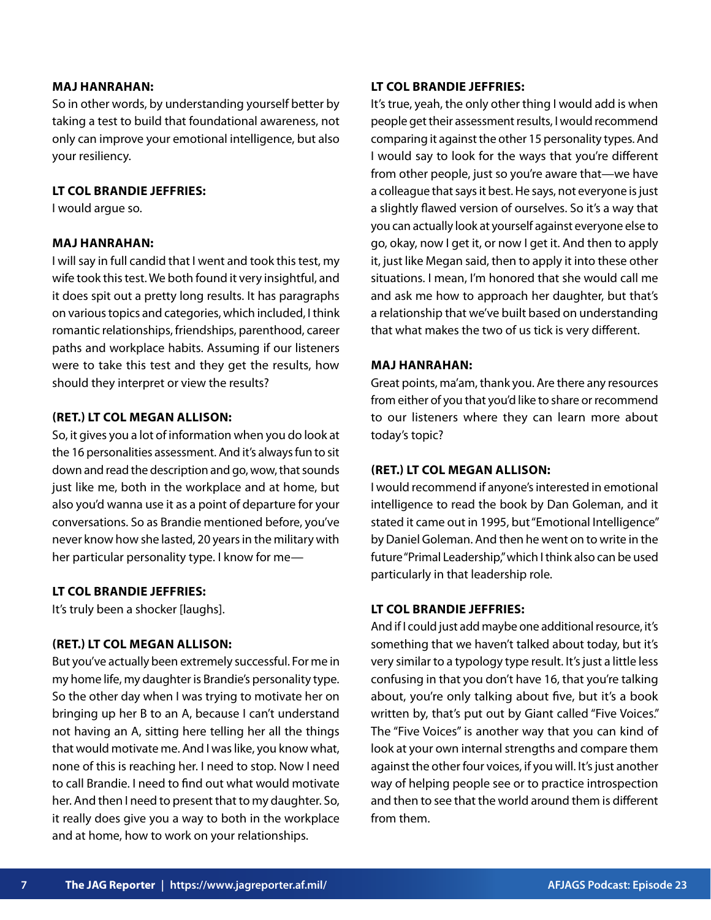**MAJ HANRAHAN:**
So in other words, by understanding yourself better by taking a test to build that foundational awareness, not only can improve your emotional intelligence, but also your resiliency.

**LT COL BRANDIE JEFFRIES:**
I would argue so.

**MAJ HANRAHAN:**
I will say in full candid that I went and took this test, my wife took this test. We both found it very insightful, and it does spit out a pretty long results. It has paragraphs on various topics and categories, which included, I think romantic relationships, friendships, parenthood, career paths and workplace habits. Assuming if our listeners were to take this test and they get the results, how should they interpret or view the results?

**(RET.) LT COL MEGAN ALLISON:**
So, it gives you a lot of information when you do look at the 16 personalities assessment. And it's always fun to sit down and read the description and go, wow, that sounds just like me, both in the workplace and at home, but also you'd wanna use it as a point of departure for your conversations. So as Brandie mentioned before, you've never know how she lasted, 20 years in the military with her particular personality type. I know for me—

**LT COL BRANDIE JEFFRIES:**
It's truly been a shocker [laughs].

**(RET.) LT COL MEGAN ALLISON:**
But you've actually been extremely successful. For me in my home life, my daughter is Brandie's personality type. So the other day when I was trying to motivate her on bringing up her B to an A, because I can't understand not having an A, sitting here telling her all the things that would motivate me. And I was like, you know what, none of this is reaching her. I need to stop. Now I need to call Brandie. I need to find out what would motivate her. And then I need to present that to my daughter. So, it really does give you a way to both in the workplace and at home, how to work on your relationships.

**LT COL BRANDIE JEFFRIES:**
It's true, yeah, the only other thing I would add is when people get their assessment results, I would recommend comparing it against the other 15 personality types. And I would say to look for the ways that you're different from other people, just so you're aware that—we have a colleague that says it best. He says, not everyone is just a slightly flawed version of ourselves. So it's a way that you can actually look at yourself against everyone else to go, okay, now I get it, or now I get it. And then to apply it, just like Megan said, then to apply it into these other situations. I mean, I'm honored that she would call me and ask me how to approach her daughter, but that's a relationship that we've built based on understanding that what makes the two of us tick is very different.

**MAJ HANRAHAN:**
Great points, ma'am, thank you. Are there any resources from either of you that you'd like to share or recommend to our listeners where they can learn more about today's topic?

**(RET.) LT COL MEGAN ALLISON:**
I would recommend if anyone's interested in emotional intelligence to read the book by Dan Goleman, and it stated it came out in 1995, but "Emotional Intelligence" by Daniel Goleman. And then he went on to write in the future "Primal Leadership," which I think also can be used particularly in that leadership role.

**LT COL BRANDIE JEFFRIES:**
And if I could just add maybe one additional resource, it's something that we haven't talked about today, but it's very similar to a typology type result. It's just a little less confusing in that you don't have 16, that you're talking about, you're only talking about five, but it's a book written by, that's put out by Giant called "Five Voices." The "Five Voices" is another way that you can kind of look at your own internal strengths and compare them against the other four voices, if you will. It's just another way of helping people see or to practice introspection and then to see that the world around them is different from them.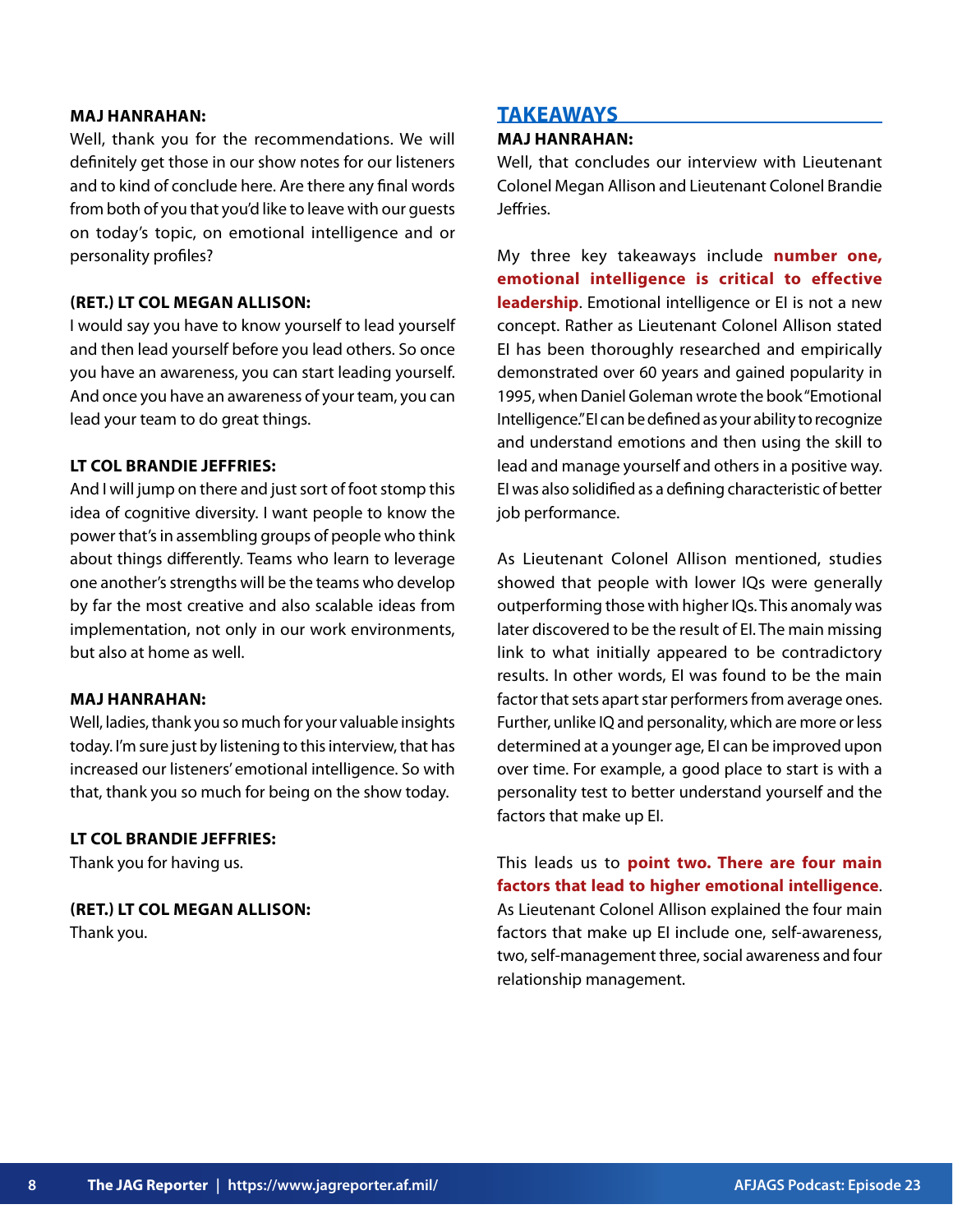**MAJ HANRAHAN:**

Well, thank you for the recommendations. We will definitely get those in our show notes for our listeners and to kind of conclude here. Are there any final words from both of you that you'd like to leave with our guests on today's topic, on emotional intelligence and or personality profiles?

**(RET.) LT COL MEGAN ALLISON:**

I would say you have to know yourself to lead yourself and then lead yourself before you lead others. So once you have an awareness, you can start leading yourself. And once you have an awareness of your team, you can lead your team to do great things.

**LT COL BRANDIE JEFFRIES:**

And I will jump on there and just sort of foot stomp this idea of cognitive diversity. I want people to know the power that's in assembling groups of people who think about things differently. Teams who learn to leverage one another's strengths will be the teams who develop by far the most creative and also scalable ideas from implementation, not only in our work environments, but also at home as well.

**MAJ HANRAHAN:**

Well, ladies, thank you so much for your valuable insights today. I'm sure just by listening to this interview, that has increased our listeners' emotional intelligence. So with that, thank you so much for being on the show today.

**LT COL BRANDIE JEFFRIES:**

Thank you for having us.

**(RET.) LT COL MEGAN ALLISON:**

Thank you.

## TAKEAWAYS

**MAJ HANRAHAN:**

Well, that concludes our interview with Lieutenant Colonel Megan Allison and Lieutenant Colonel Brandie Jeffries.

My three key takeaways include **number one, emotional intelligence is critical to effective leadership**. Emotional intelligence or EI is not a new concept. Rather as Lieutenant Colonel Allison stated EI has been thoroughly researched and empirically demonstrated over 60 years and gained popularity in 1995, when Daniel Goleman wrote the book "Emotional Intelligence." EI can be defined as your ability to recognize and understand emotions and then using the skill to lead and manage yourself and others in a positive way. EI was also solidified as a defining characteristic of better job performance.

As Lieutenant Colonel Allison mentioned, studies showed that people with lower IQs were generally outperforming those with higher IQs. This anomaly was later discovered to be the result of EI. The main missing link to what initially appeared to be contradictory results. In other words, EI was found to be the main factor that sets apart star performers from average ones. Further, unlike IQ and personality, which are more or less determined at a younger age, EI can be improved upon over time. For example, a good place to start is with a personality test to better understand yourself and the factors that make up EI.

This leads us to **point two. There are four main factors that lead to higher emotional intelligence**. As Lieutenant Colonel Allison explained the four main factors that make up EI include one, self-awareness, two, self-management three, social awareness and four relationship management.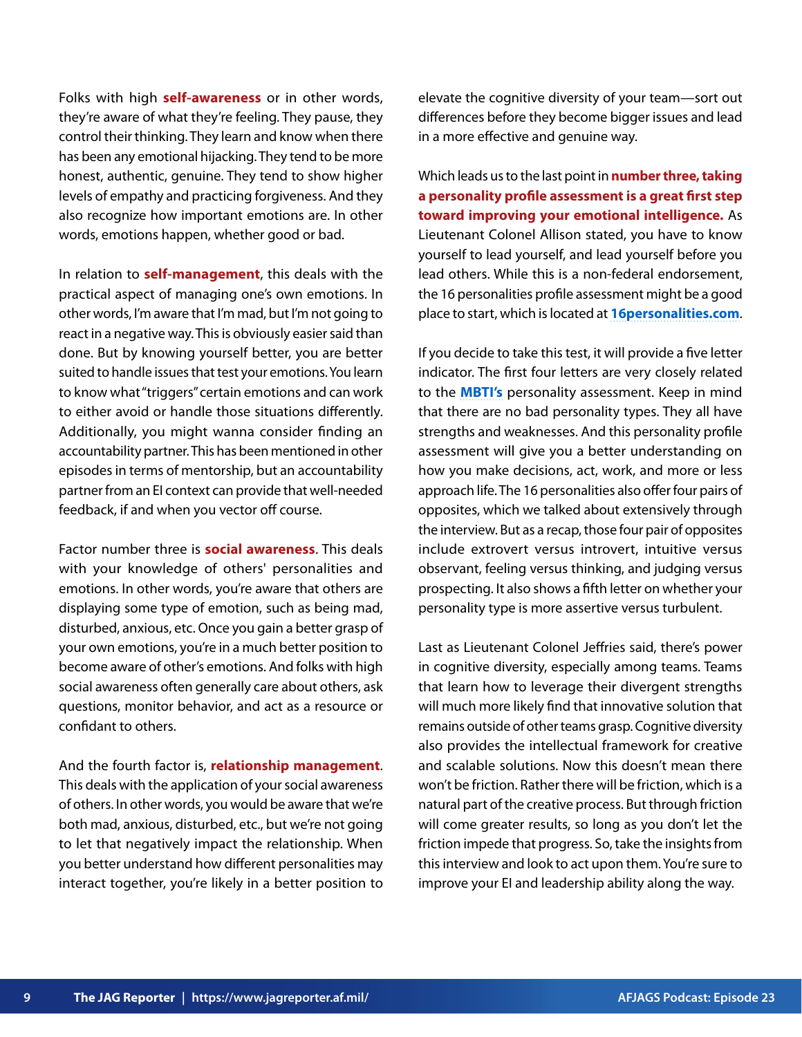Folks with high **self-awareness** or in other words, they're aware of what they're feeling. They pause, they control their thinking. They learn and know when there has been any emotional hijacking. They tend to be more honest, authentic, genuine. They tend to show higher levels of empathy and practicing forgiveness. And they also recognize how important emotions are. In other words, emotions happen, whether good or bad.

In relation to **self-management**, this deals with the practical aspect of managing one's own emotions. In other words, I'm aware that I'm mad, but I'm not going to react in a negative way. This is obviously easier said than done. But by knowing yourself better, you are better suited to handle issues that test your emotions. You learn to know what "triggers" certain emotions and can work to either avoid or handle those situations differently. Additionally, you might wanna consider finding an accountability partner. This has been mentioned in other episodes in terms of mentorship, but an accountability partner from an EI context can provide that well-needed feedback, if and when you vector off course.

Factor number three is **social awareness**. This deals with your knowledge of others' personalities and emotions. In other words, you're aware that others are displaying some type of emotion, such as being mad, disturbed, anxious, etc. Once you gain a better grasp of your own emotions, you're in a much better position to become aware of other's emotions. And folks with high social awareness often generally care about others, ask questions, monitor behavior, and act as a resource or confidant to others.

And the fourth factor is, **relationship management**. This deals with the application of your social awareness of others. In other words, you would be aware that we're both mad, anxious, disturbed, etc., but we're not going to let that negatively impact the relationship. When you better understand how different personalities may interact together, you're likely in a better position to elevate the cognitive diversity of your team—sort out differences before they become bigger issues and lead in a more effective and genuine way.

Which leads us to the last point in **number three, taking a personality profile assessment is a great first step toward improving your emotional intelligence.** As Lieutenant Colonel Allison stated, you have to know yourself to lead yourself, and lead yourself before you lead others. While this is a non-federal endorsement, the 16 personalities profile assessment might be a good place to start, which is located at **16personalities.com**.

If you decide to take this test, it will provide a five letter indicator. The first four letters are very closely related to the **MBTI's** personality assessment. Keep in mind that there are no bad personality types. They all have strengths and weaknesses. And this personality profile assessment will give you a better understanding on how you make decisions, act, work, and more or less approach life. The 16 personalities also offer four pairs of opposites, which we talked about extensively through the interview. But as a recap, those four pair of opposites include extrovert versus introvert, intuitive versus observant, feeling versus thinking, and judging versus prospecting. It also shows a fifth letter on whether your personality type is more assertive versus turbulent.

Last as Lieutenant Colonel Jeffries said, there's power in cognitive diversity, especially among teams. Teams that learn how to leverage their divergent strengths will much more likely find that innovative solution that remains outside of other teams grasp. Cognitive diversity also provides the intellectual framework for creative and scalable solutions. Now this doesn't mean there won't be friction. Rather there will be friction, which is a natural part of the creative process. But through friction will come greater results, so long as you don't let the friction impede that progress. So, take the insights from this interview and look to act upon them. You're sure to improve your EI and leadership ability along the way.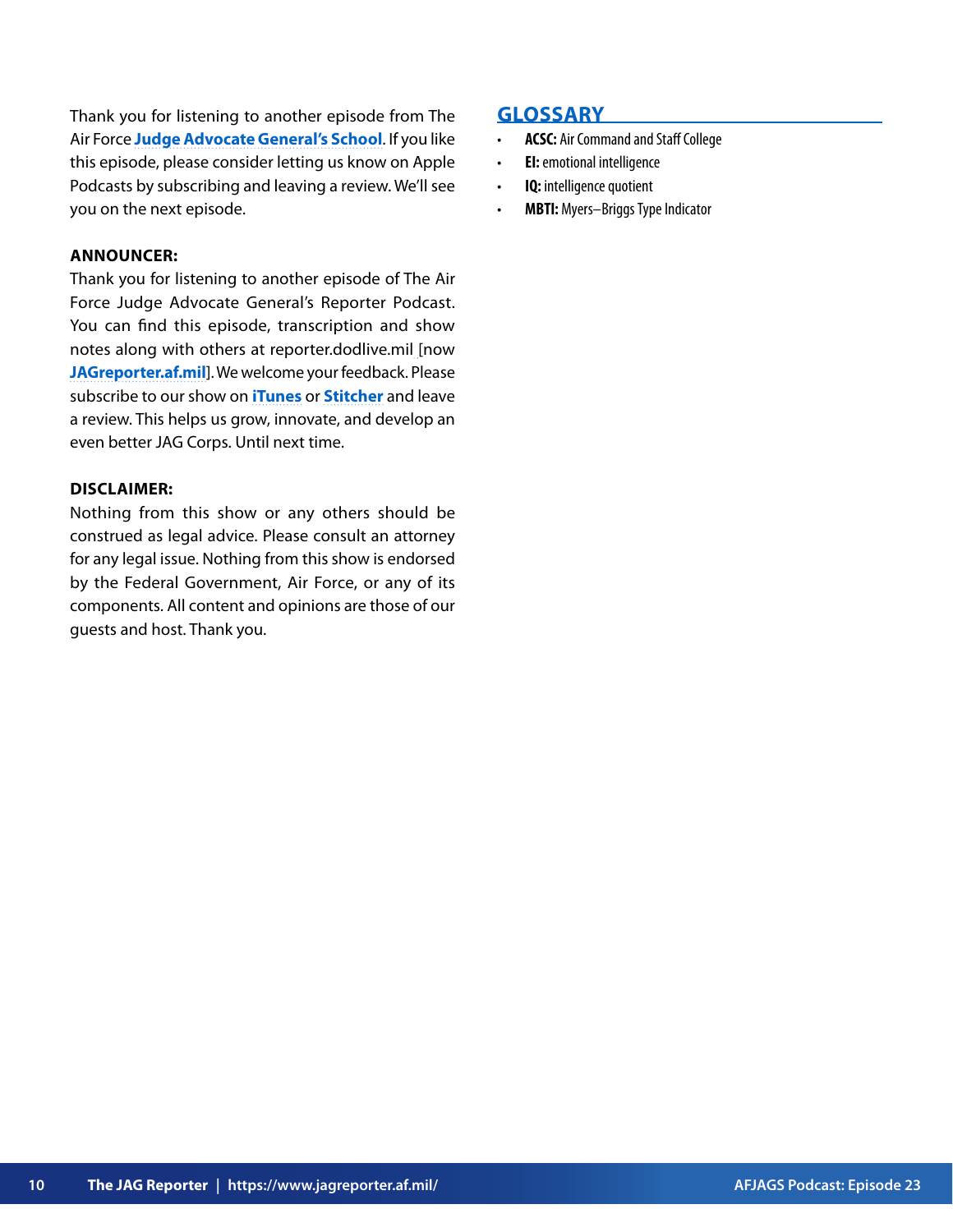Thank you for listening to another episode from The Air Force **Judge Advocate General's School**. If you like this episode, please consider letting us know on Apple Podcasts by subscribing and leaving a review. We'll see you on the next episode.

**ANNOUNCER:**

Thank you for listening to another episode of The Air Force Judge Advocate General's Reporter Podcast. You can find this episode, transcription and show notes along with others at reporter.dodlive.mil [now **JAGreporter.af.mil**]. We welcome your feedback. Please subscribe to our show on **iTunes** or **Stitcher** and leave a review. This helps us grow, innovate, and develop an even better JAG Corps. Until next time.

**DISCLAIMER:**

Nothing from this show or any others should be construed as legal advice. Please consult an attorney for any legal issue. Nothing from this show is endorsed by the Federal Government, Air Force, or any of its components. All content and opinions are those of our guests and host. Thank you.

## GLOSSARY

- **ACSC:** Air Command and Staff College
- **EI:** emotional intelligence
- **IQ:** intelligence quotient
- **MBTI:** Myers–Briggs Type Indicator